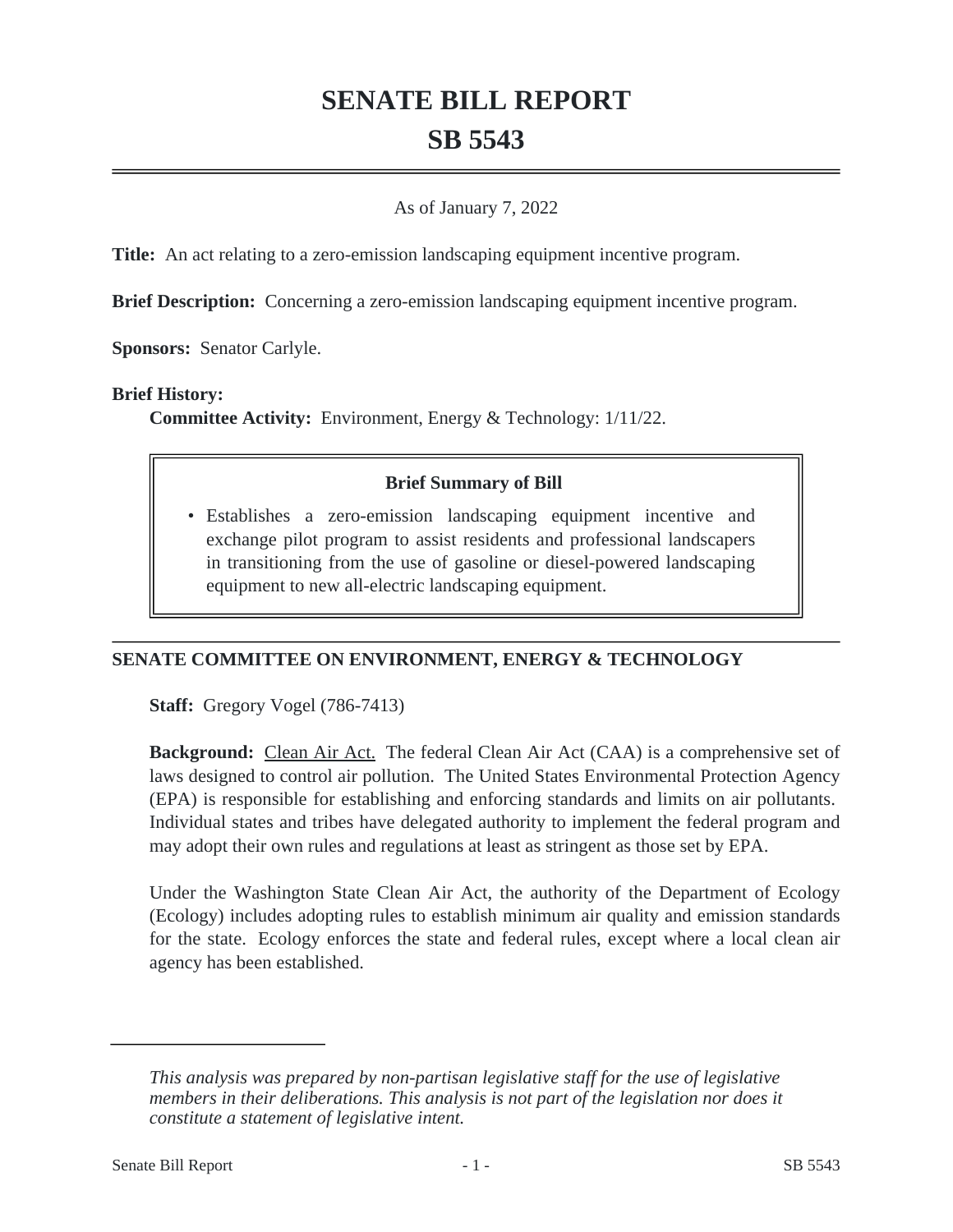# SENATE BILL REPORT
# SB 5543

As of January 7, 2022

**Title:** An act relating to a zero-emission landscaping equipment incentive program.

**Brief Description:** Concerning a zero-emission landscaping equipment incentive program.

**Sponsors:** Senator Carlyle.

**Brief History:**

**Committee Activity:** Environment, Energy & Technology: 1/11/22.

**Brief Summary of Bill**

- Establishes a zero-emission landscaping equipment incentive and exchange pilot program to assist residents and professional landscapers in transitioning from the use of gasoline or diesel-powered landscaping equipment to new all-electric landscaping equipment.

## SENATE COMMITTEE ON ENVIRONMENT, ENERGY & TECHNOLOGY

**Staff:** Gregory Vogel (786-7413)

**Background:** Clean Air Act. The federal Clean Air Act (CAA) is a comprehensive set of laws designed to control air pollution. The United States Environmental Protection Agency (EPA) is responsible for establishing and enforcing standards and limits on air pollutants. Individual states and tribes have delegated authority to implement the federal program and may adopt their own rules and regulations at least as stringent as those set by EPA.

Under the Washington State Clean Air Act, the authority of the Department of Ecology (Ecology) includes adopting rules to establish minimum air quality and emission standards for the state. Ecology enforces the state and federal rules, except where a local clean air agency has been established.

*This analysis was prepared by non-partisan legislative staff for the use of legislative members in their deliberations. This analysis is not part of the legislation nor does it constitute a statement of legislative intent.*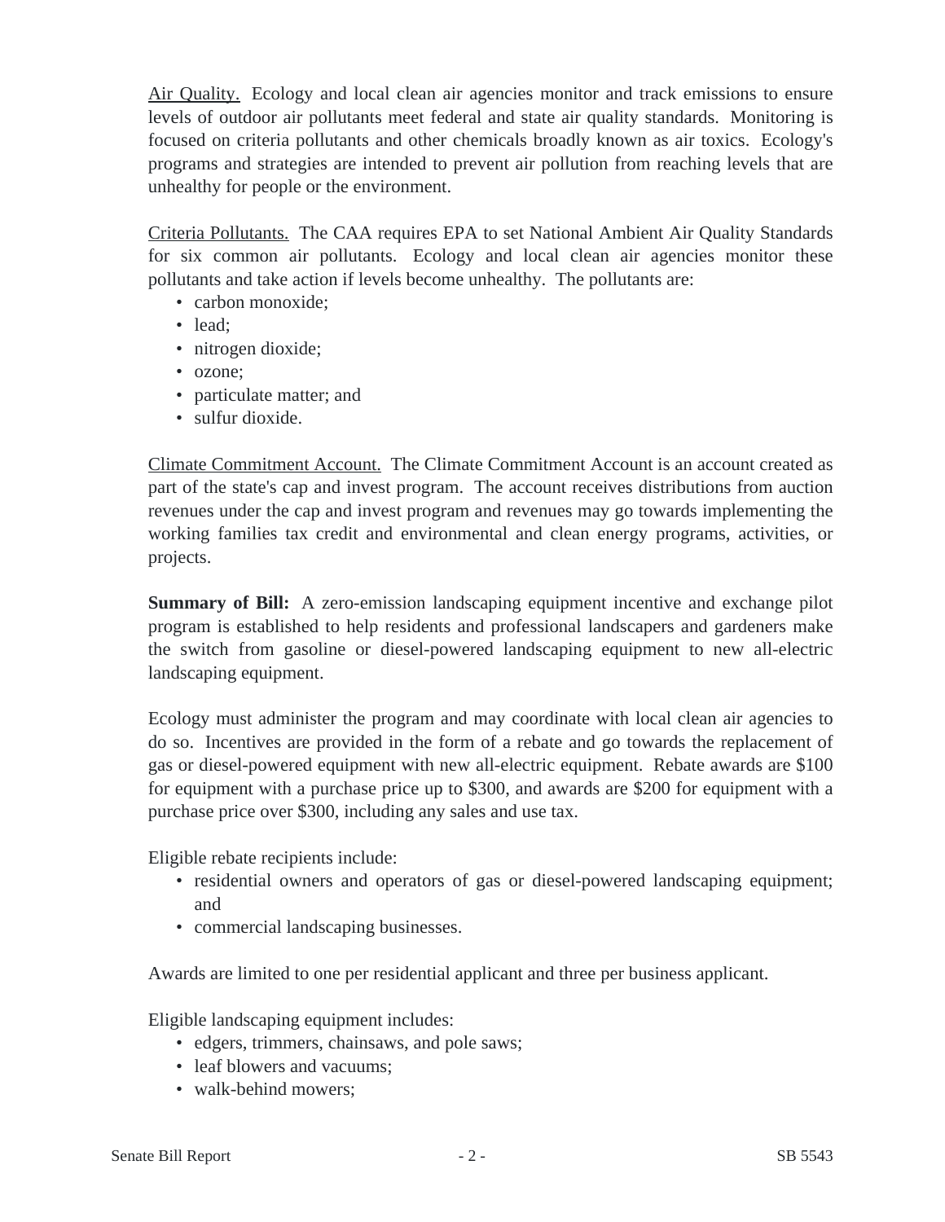Air Quality. Ecology and local clean air agencies monitor and track emissions to ensure levels of outdoor air pollutants meet federal and state air quality standards. Monitoring is focused on criteria pollutants and other chemicals broadly known as air toxics. Ecology's programs and strategies are intended to prevent air pollution from reaching levels that are unhealthy for people or the environment.

Criteria Pollutants. The CAA requires EPA to set National Ambient Air Quality Standards for six common air pollutants. Ecology and local clean air agencies monitor these pollutants and take action if levels become unhealthy. The pollutants are:

- carbon monoxide;
- lead;
- nitrogen dioxide;
- ozone;
- particulate matter; and
- sulfur dioxide.

Climate Commitment Account. The Climate Commitment Account is an account created as part of the state's cap and invest program. The account receives distributions from auction revenues under the cap and invest program and revenues may go towards implementing the working families tax credit and environmental and clean energy programs, activities, or projects.

**Summary of Bill:** A zero-emission landscaping equipment incentive and exchange pilot program is established to help residents and professional landscapers and gardeners make the switch from gasoline or diesel-powered landscaping equipment to new all-electric landscaping equipment.

Ecology must administer the program and may coordinate with local clean air agencies to do so. Incentives are provided in the form of a rebate and go towards the replacement of gas or diesel-powered equipment with new all-electric equipment. Rebate awards are $100 for equipment with a purchase price up to $300, and awards are $200 for equipment with a purchase price over $300, including any sales and use tax.

Eligible rebate recipients include:

- residential owners and operators of gas or diesel-powered landscaping equipment; and
- commercial landscaping businesses.

Awards are limited to one per residential applicant and three per business applicant.

Eligible landscaping equipment includes:

- edgers, trimmers, chainsaws, and pole saws;
- leaf blowers and vacuums;
- walk-behind mowers;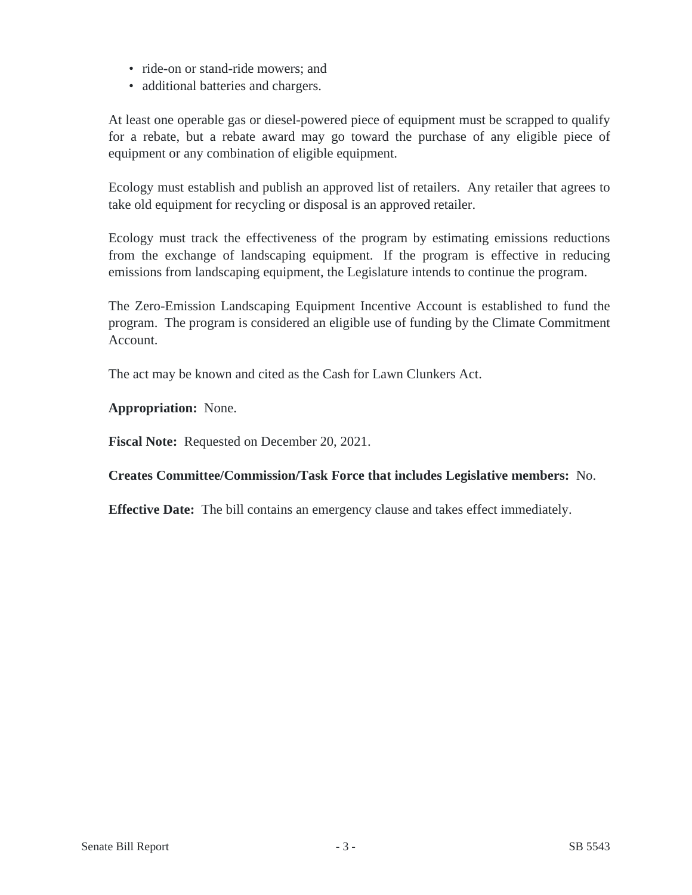- ride-on or stand-ride mowers; and
- additional batteries and chargers.

At least one operable gas or diesel-powered piece of equipment must be scrapped to qualify for a rebate, but a rebate award may go toward the purchase of any eligible piece of equipment or any combination of eligible equipment.

Ecology must establish and publish an approved list of retailers. Any retailer that agrees to take old equipment for recycling or disposal is an approved retailer.

Ecology must track the effectiveness of the program by estimating emissions reductions from the exchange of landscaping equipment. If the program is effective in reducing emissions from landscaping equipment, the Legislature intends to continue the program.

The Zero-Emission Landscaping Equipment Incentive Account is established to fund the program. The program is considered an eligible use of funding by the Climate Commitment Account.

The act may be known and cited as the Cash for Lawn Clunkers Act.

**Appropriation:** None.

**Fiscal Note:** Requested on December 20, 2021.

**Creates Committee/Commission/Task Force that includes Legislative members:** No.

**Effective Date:** The bill contains an emergency clause and takes effect immediately.